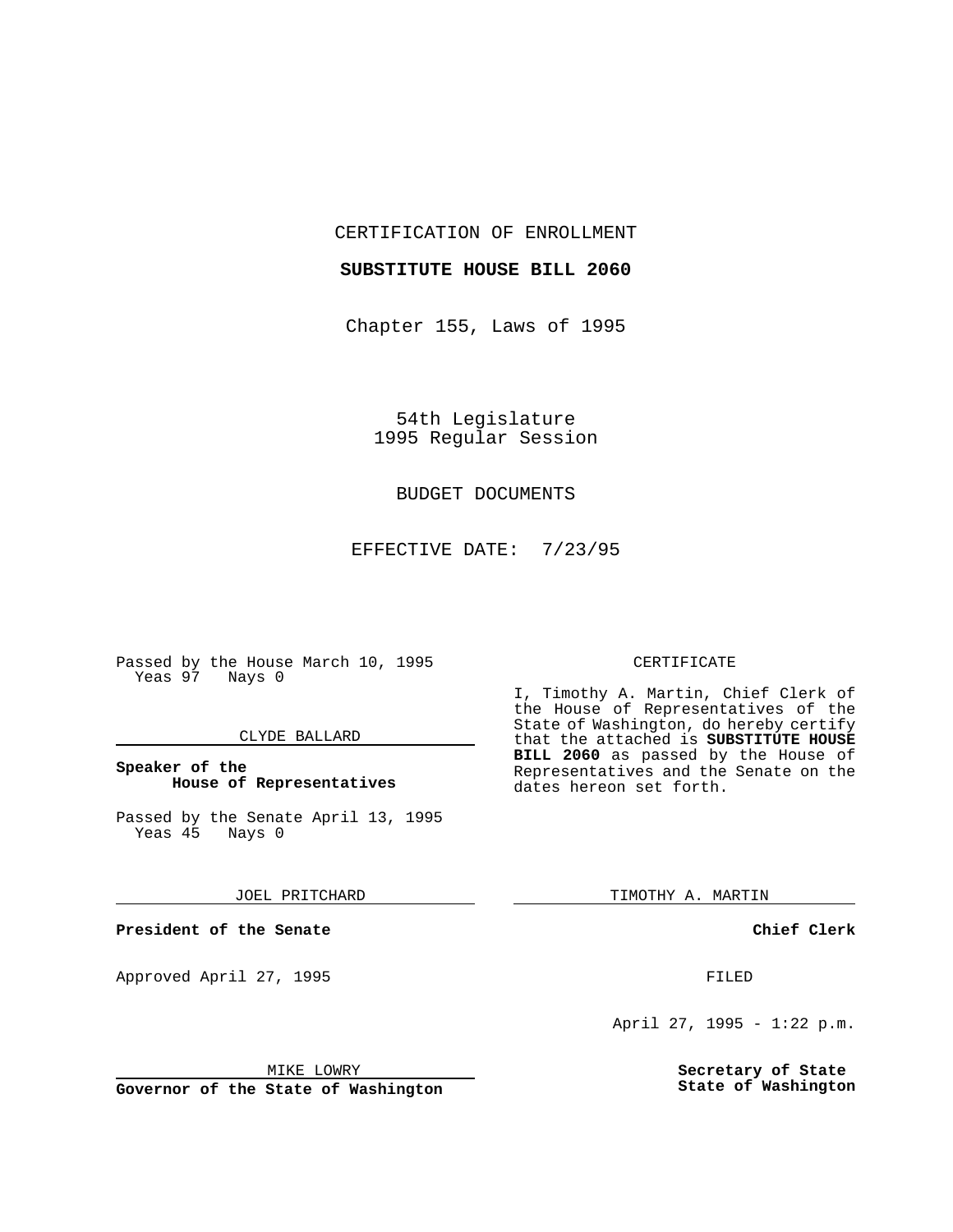CERTIFICATION OF ENROLLMENT

**SUBSTITUTE HOUSE BILL 2060**

Chapter 155, Laws of 1995

54th Legislature
1995 Regular Session

BUDGET DOCUMENTS

EFFECTIVE DATE: 7/23/95

Passed by the House March 10, 1995
Yeas 97 Nays 0

CLYDE BALLARD

**Speaker of the House of Representatives**

Passed by the Senate April 13, 1995
Yeas 45 Nays 0

JOEL PRITCHARD

**President of the Senate**

Approved April 27, 1995

MIKE LOWRY

**Governor of the State of Washington**

CERTIFICATE

I, Timothy A. Martin, Chief Clerk of the House of Representatives of the State of Washington, do hereby certify that the attached is **SUBSTITUTE HOUSE BILL 2060** as passed by the House of Representatives and the Senate on the dates hereon set forth.

TIMOTHY A. MARTIN

**Chief Clerk**

FILED

April 27, 1995 - 1:22 p.m.

**Secretary of State**
**State of Washington**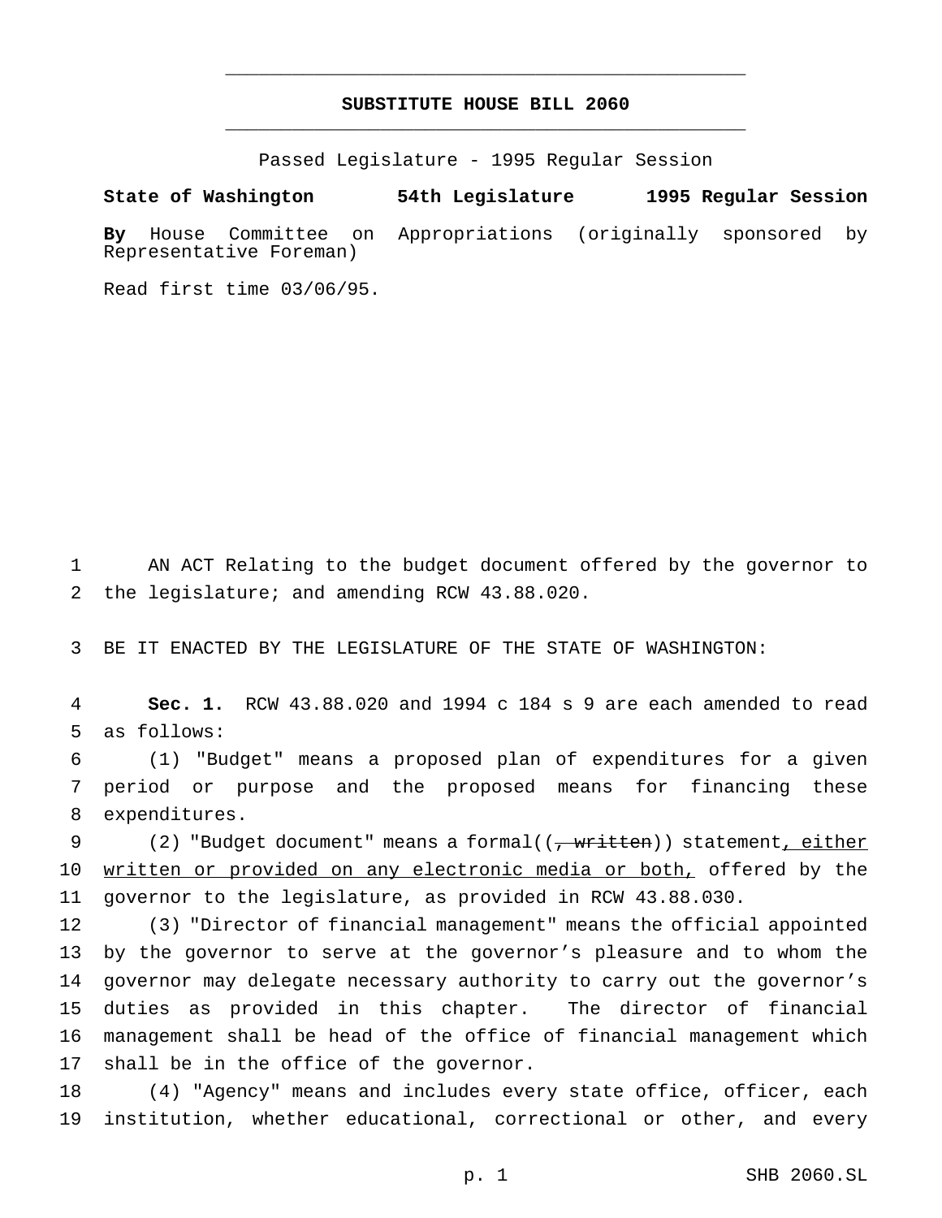# SUBSTITUTE HOUSE BILL 2060

Passed Legislature - 1995 Regular Session

**State of Washington 54th Legislature 1995 Regular Session**

**By** House Committee on Appropriations (originally sponsored by Representative Foreman)

Read first time 03/06/95.

1 AN ACT Relating to the budget document offered by the governor to
2 the legislature; and amending RCW 43.88.020.

3 BE IT ENACTED BY THE LEGISLATURE OF THE STATE OF WASHINGTON:

4 **Sec. 1.** RCW 43.88.020 and 1994 c 184 s 9 are each amended to read
5 as follows:

6 (1) "Budget" means a proposed plan of expenditures for a given
7 period or purpose and the proposed means for financing these
8 expenditures.

9 (2) "Budget document" means a formal((~~, written~~)) statement<u>, either</u>
10 <u>written or provided on any electronic media or both,</u> offered by the
11 governor to the legislature, as provided in RCW 43.88.030.

12 (3) "Director of financial management" means the official appointed
13 by the governor to serve at the governor's pleasure and to whom the
14 governor may delegate necessary authority to carry out the governor's
15 duties as provided in this chapter. The director of financial
16 management shall be head of the office of financial management which
17 shall be in the office of the governor.

18 (4) "Agency" means and includes every state office, officer, each
19 institution, whether educational, correctional or other, and every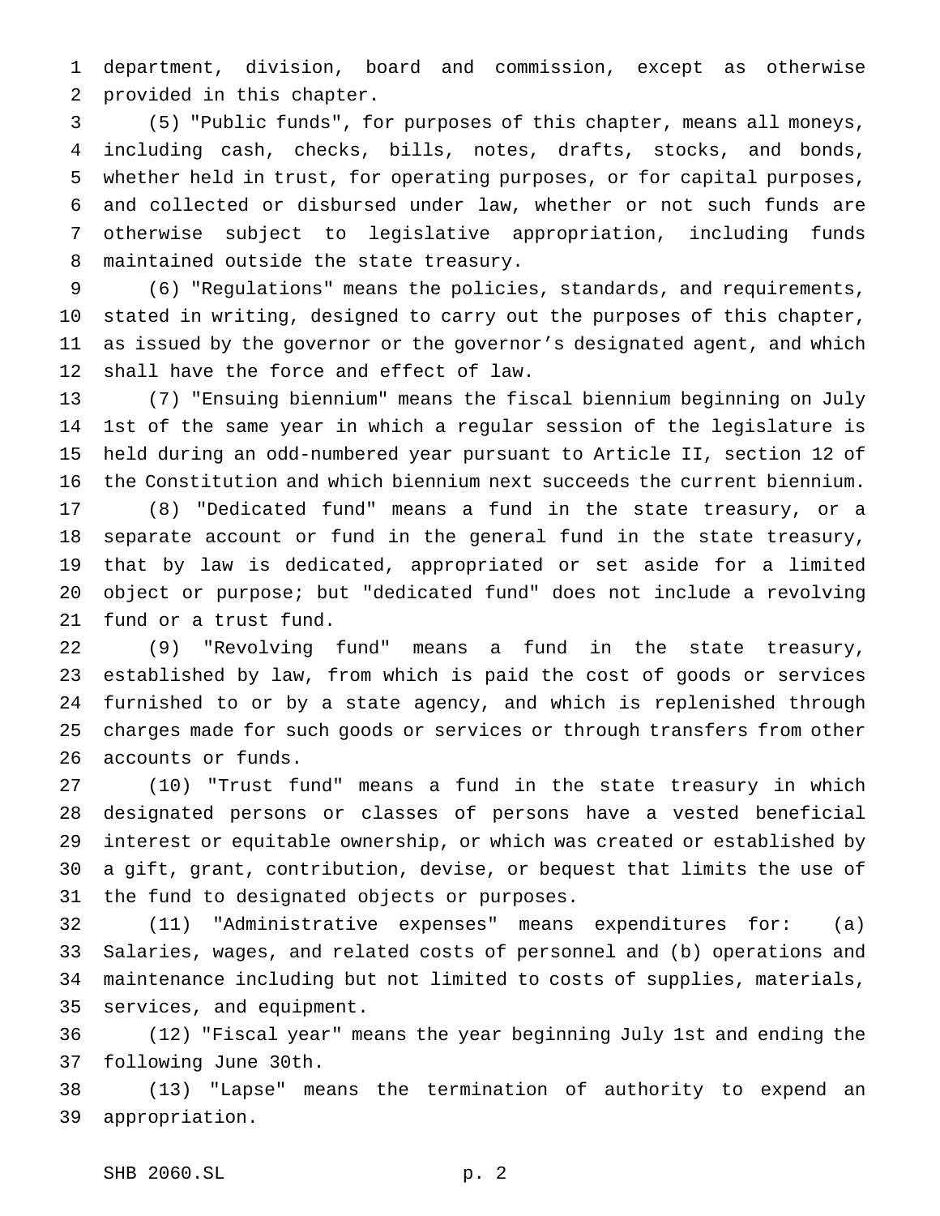department, division, board and commission, except as otherwise provided in this chapter.

(5) "Public funds", for purposes of this chapter, means all moneys, including cash, checks, bills, notes, drafts, stocks, and bonds, whether held in trust, for operating purposes, or for capital purposes, and collected or disbursed under law, whether or not such funds are otherwise subject to legislative appropriation, including funds maintained outside the state treasury.

(6) "Regulations" means the policies, standards, and requirements, stated in writing, designed to carry out the purposes of this chapter, as issued by the governor or the governor's designated agent, and which shall have the force and effect of law.

(7) "Ensuing biennium" means the fiscal biennium beginning on July 1st of the same year in which a regular session of the legislature is held during an odd-numbered year pursuant to Article II, section 12 of the Constitution and which biennium next succeeds the current biennium.

(8) "Dedicated fund" means a fund in the state treasury, or a separate account or fund in the general fund in the state treasury, that by law is dedicated, appropriated or set aside for a limited object or purpose; but "dedicated fund" does not include a revolving fund or a trust fund.

(9) "Revolving fund" means a fund in the state treasury, established by law, from which is paid the cost of goods or services furnished to or by a state agency, and which is replenished through charges made for such goods or services or through transfers from other accounts or funds.

(10) "Trust fund" means a fund in the state treasury in which designated persons or classes of persons have a vested beneficial interest or equitable ownership, or which was created or established by a gift, grant, contribution, devise, or bequest that limits the use of the fund to designated objects or purposes.

(11) "Administrative expenses" means expenditures for: (a) Salaries, wages, and related costs of personnel and (b) operations and maintenance including but not limited to costs of supplies, materials, services, and equipment.

(12) "Fiscal year" means the year beginning July 1st and ending the following June 30th.

(13) "Lapse" means the termination of authority to expend an appropriation.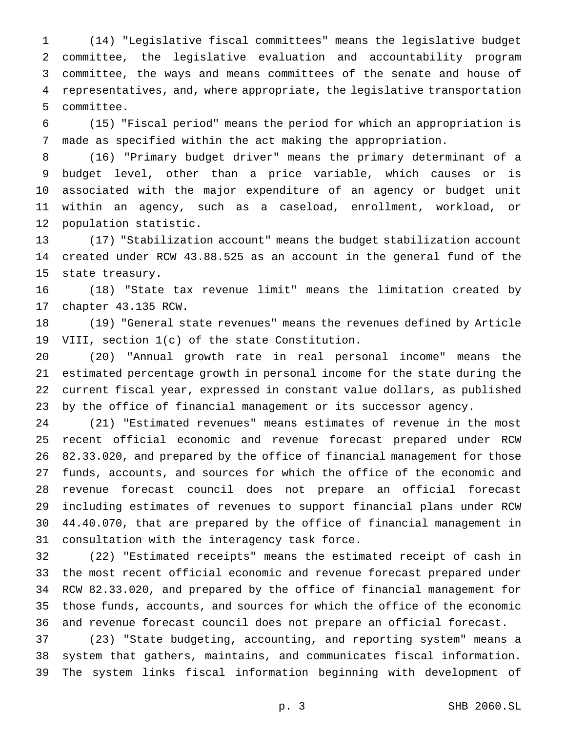(14) "Legislative fiscal committees" means the legislative budget committee, the legislative evaluation and accountability program committee, the ways and means committees of the senate and house of representatives, and, where appropriate, the legislative transportation committee.

(15) "Fiscal period" means the period for which an appropriation is made as specified within the act making the appropriation.

(16) "Primary budget driver" means the primary determinant of a budget level, other than a price variable, which causes or is associated with the major expenditure of an agency or budget unit within an agency, such as a caseload, enrollment, workload, or population statistic.

(17) "Stabilization account" means the budget stabilization account created under RCW 43.88.525 as an account in the general fund of the state treasury.

(18) "State tax revenue limit" means the limitation created by chapter 43.135 RCW.

(19) "General state revenues" means the revenues defined by Article VIII, section 1(c) of the state Constitution.

(20) "Annual growth rate in real personal income" means the estimated percentage growth in personal income for the state during the current fiscal year, expressed in constant value dollars, as published by the office of financial management or its successor agency.

(21) "Estimated revenues" means estimates of revenue in the most recent official economic and revenue forecast prepared under RCW 82.33.020, and prepared by the office of financial management for those funds, accounts, and sources for which the office of the economic and revenue forecast council does not prepare an official forecast including estimates of revenues to support financial plans under RCW 44.40.070, that are prepared by the office of financial management in consultation with the interagency task force.

(22) "Estimated receipts" means the estimated receipt of cash in the most recent official economic and revenue forecast prepared under RCW 82.33.020, and prepared by the office of financial management for those funds, accounts, and sources for which the office of the economic and revenue forecast council does not prepare an official forecast.

(23) "State budgeting, accounting, and reporting system" means a system that gathers, maintains, and communicates fiscal information. The system links fiscal information beginning with development of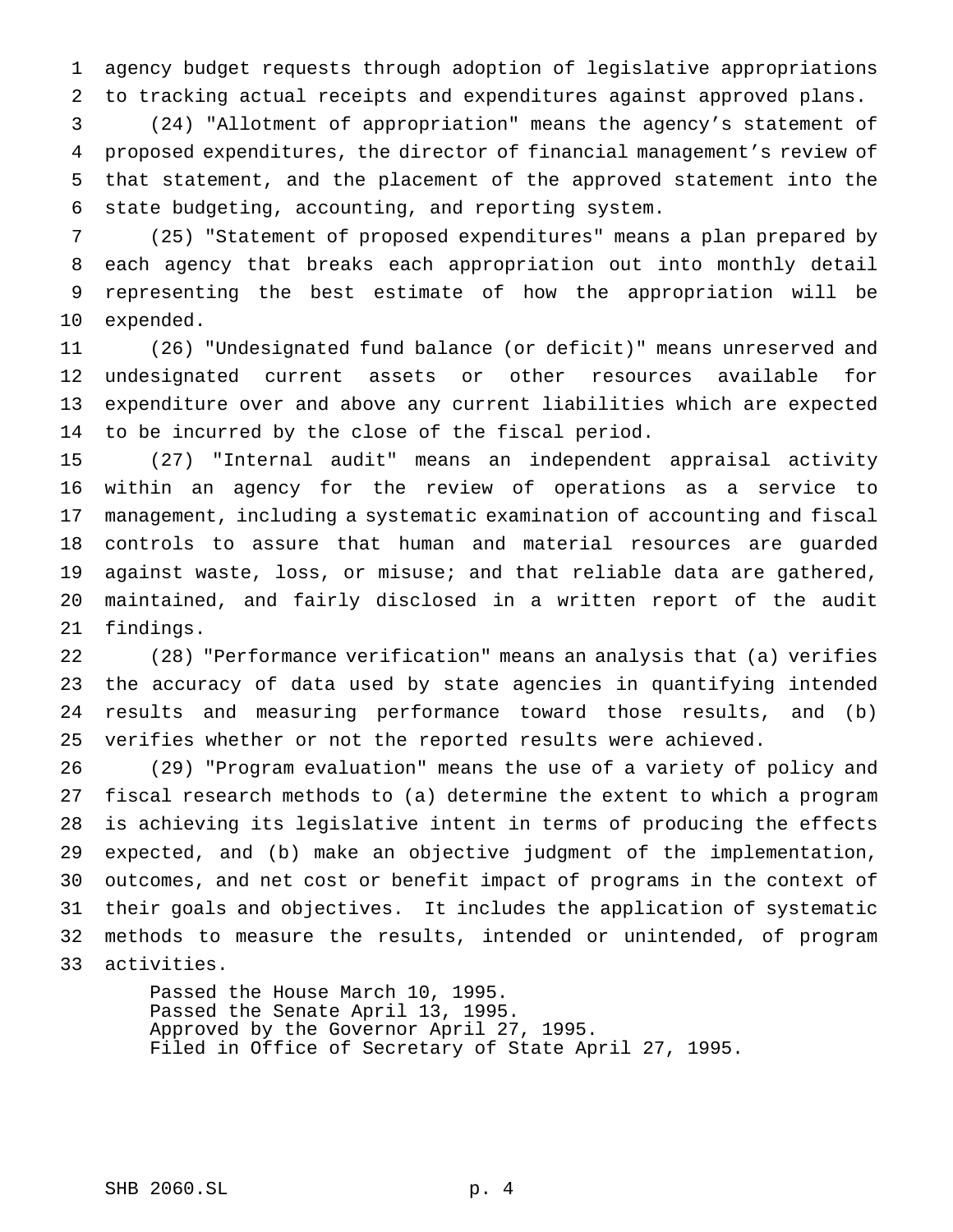agency budget requests through adoption of legislative appropriations to tracking actual receipts and expenditures against approved plans.

(24) "Allotment of appropriation" means the agency's statement of proposed expenditures, the director of financial management's review of that statement, and the placement of the approved statement into the state budgeting, accounting, and reporting system.

(25) "Statement of proposed expenditures" means a plan prepared by each agency that breaks each appropriation out into monthly detail representing the best estimate of how the appropriation will be expended.

(26) "Undesignated fund balance (or deficit)" means unreserved and undesignated current assets or other resources available for expenditure over and above any current liabilities which are expected to be incurred by the close of the fiscal period.

(27) "Internal audit" means an independent appraisal activity within an agency for the review of operations as a service to management, including a systematic examination of accounting and fiscal controls to assure that human and material resources are guarded against waste, loss, or misuse; and that reliable data are gathered, maintained, and fairly disclosed in a written report of the audit findings.

(28) "Performance verification" means an analysis that (a) verifies the accuracy of data used by state agencies in quantifying intended results and measuring performance toward those results, and (b) verifies whether or not the reported results were achieved.

(29) "Program evaluation" means the use of a variety of policy and fiscal research methods to (a) determine the extent to which a program is achieving its legislative intent in terms of producing the effects expected, and (b) make an objective judgment of the implementation, outcomes, and net cost or benefit impact of programs in the context of their goals and objectives. It includes the application of systematic methods to measure the results, intended or unintended, of program activities.

Passed the House March 10, 1995.
Passed the Senate April 13, 1995.
Approved by the Governor April 27, 1995.
Filed in Office of Secretary of State April 27, 1995.